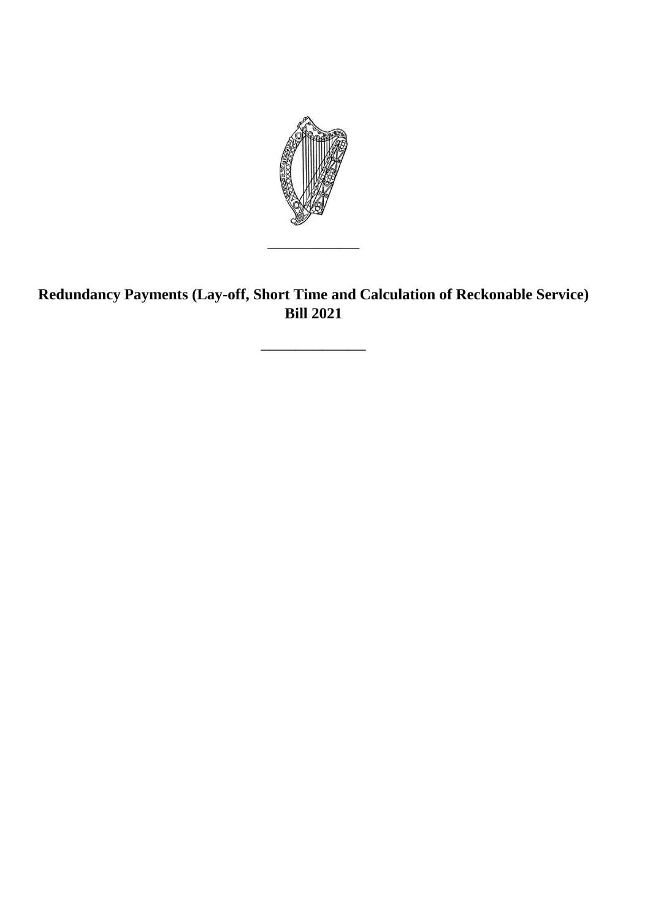# Redundancy Payments (Lay-off, Short Time and Calculation of Reckonable Service) Bill 2021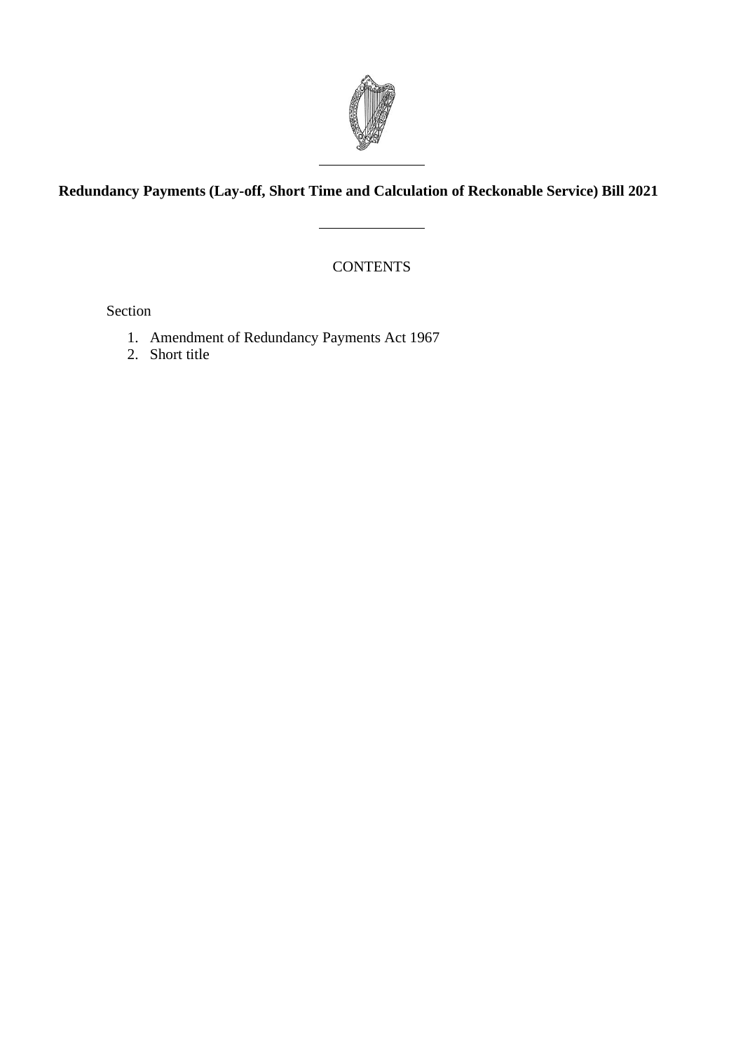# Redundancy Payments (Lay-off, Short Time and Calculation of Reckonable Service) Bill 2021

CONTENTS

Section

1. Amendment of Redundancy Payments Act 1967
2. Short title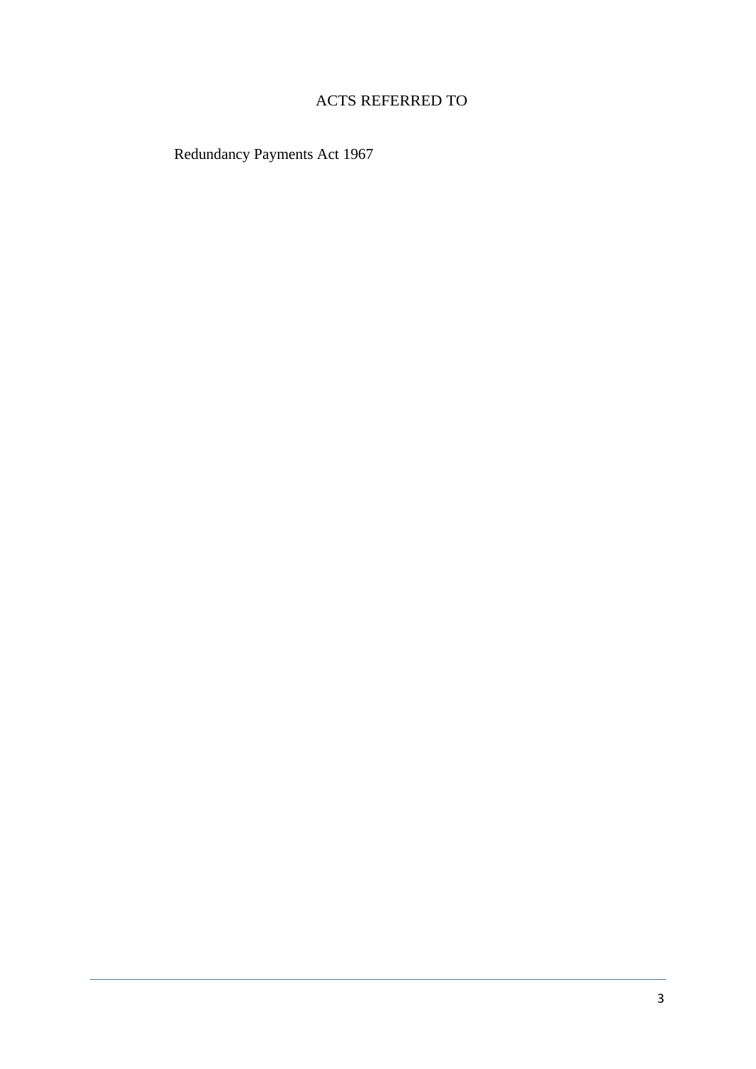## ACTS REFERRED TO

Redundancy Payments Act 1967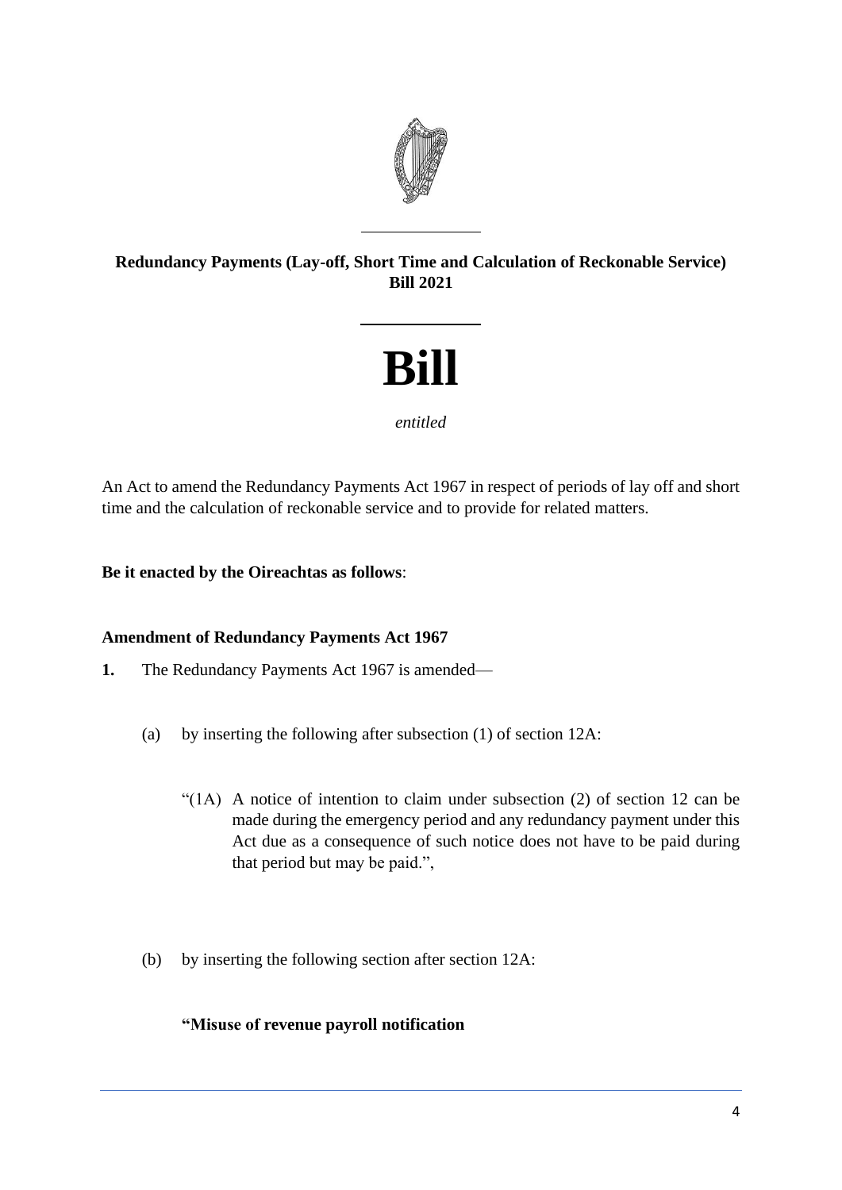**Redundancy Payments (Lay-off, Short Time and Calculation of Reckonable Service) Bill 2021**

# Bill

*entitled*

An Act to amend the Redundancy Payments Act 1967 in respect of periods of lay off and short time and the calculation of reckonable service and to provide for related matters.

**Be it enacted by the Oireachtas as follows**:

**Amendment of Redundancy Payments Act 1967**

**1.** The Redundancy Payments Act 1967 is amended—

(a) by inserting the following after subsection (1) of section 12A:

> "(1A) A notice of intention to claim under subsection (2) of section 12 can be made during the emergency period and any redundancy payment under this Act due as a consequence of such notice does not have to be paid during that period but may be paid.",

(b) by inserting the following section after section 12A:

> **"Misuse of revenue payroll notification**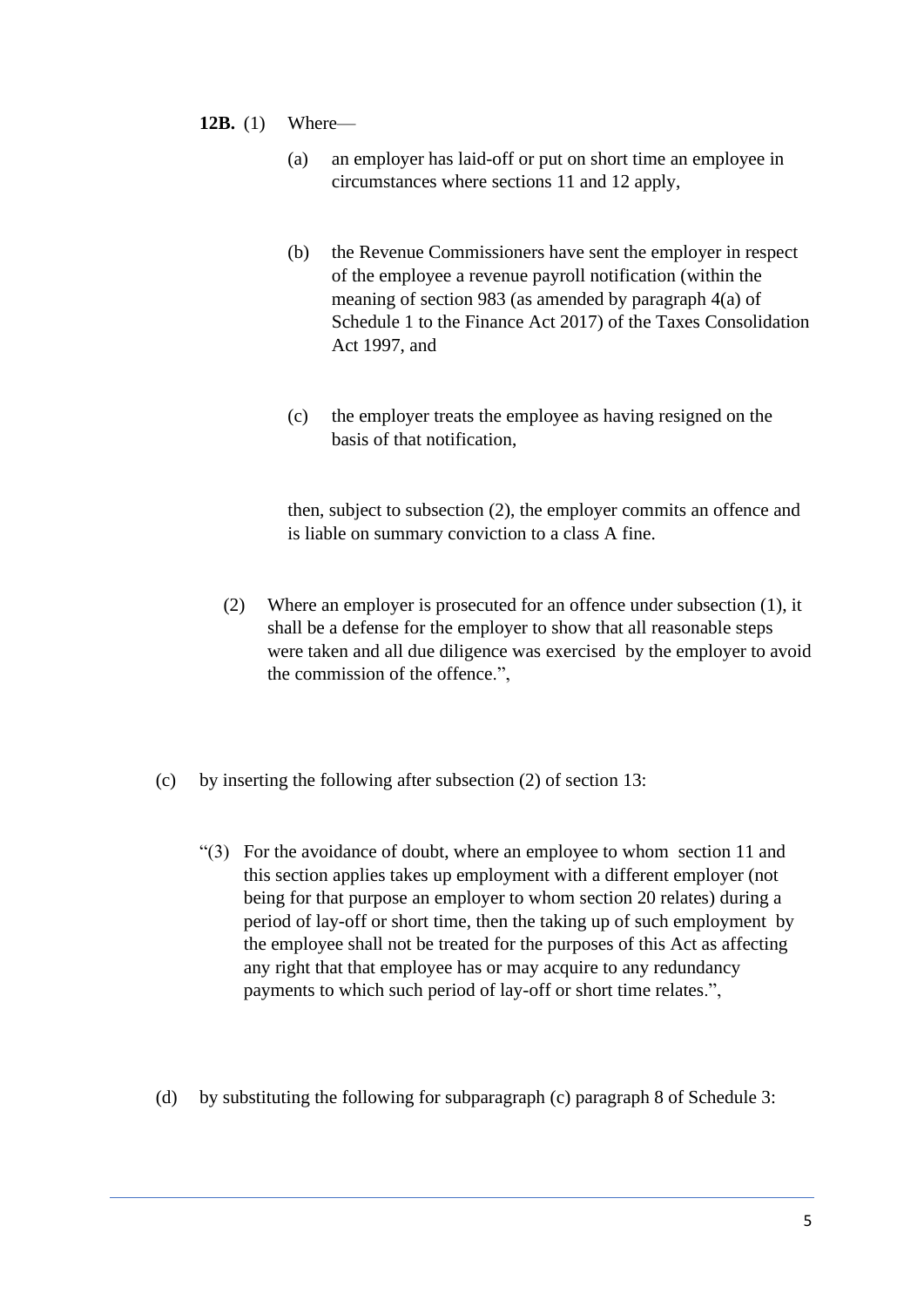**12B.** (1) Where—

> (a) an employer has laid-off or put on short time an employee in circumstances where sections 11 and 12 apply,
>
> (b) the Revenue Commissioners have sent the employer in respect of the employee a revenue payroll notification (within the meaning of section 983 (as amended by paragraph 4(a) of Schedule 1 to the Finance Act 2017) of the Taxes Consolidation Act 1997, and
>
> (c) the employer treats the employee as having resigned on the basis of that notification,
>
> then, subject to subsection (2), the employer commits an offence and is liable on summary conviction to a class A fine.

(2) Where an employer is prosecuted for an offence under subsection (1), it shall be a defense for the employer to show that all reasonable steps were taken and all due diligence was exercised by the employer to avoid the commission of the offence.",

(c) by inserting the following after subsection (2) of section 13:

> "(3) For the avoidance of doubt, where an employee to whom section 11 and this section applies takes up employment with a different employer (not being for that purpose an employer to whom section 20 relates) during a period of lay-off or short time, then the taking up of such employment by the employee shall not be treated for the purposes of this Act as affecting any right that that employee has or may acquire to any redundancy payments to which such period of lay-off or short time relates.",

(d) by substituting the following for subparagraph (c) paragraph 8 of Schedule 3: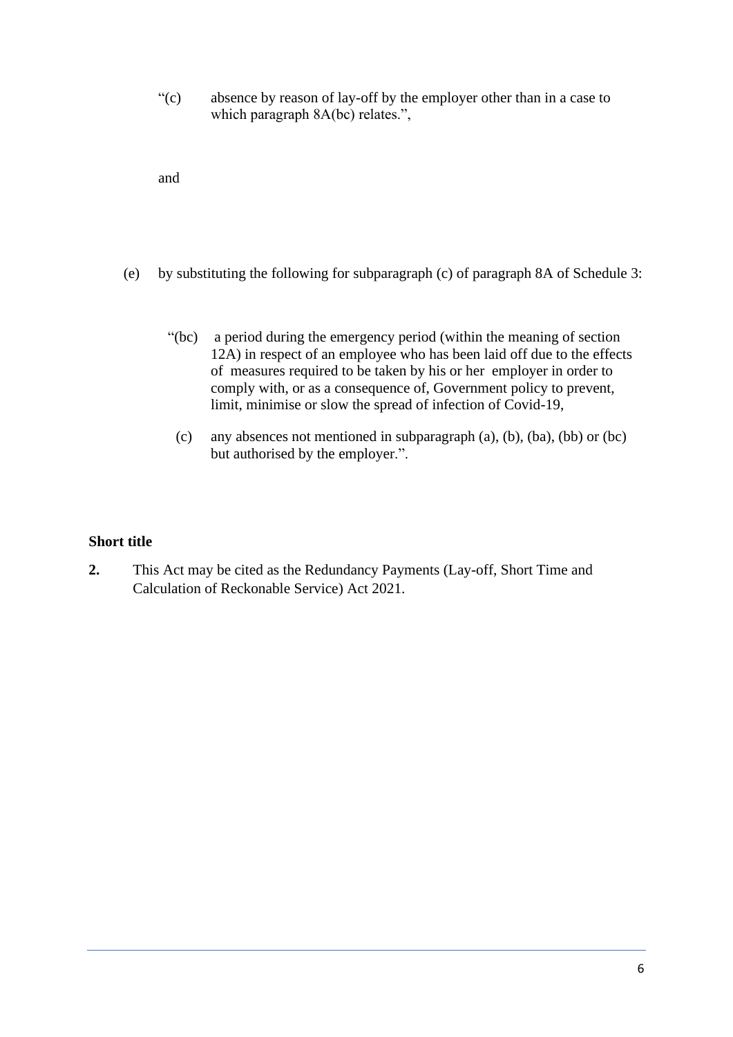"(c) absence by reason of lay-off by the employer other than in a case to which paragraph 8A(bc) relates.",

and

(e) by substituting the following for subparagraph (c) of paragraph 8A of Schedule 3:

"(bc) a period during the emergency period (within the meaning of section 12A) in respect of an employee who has been laid off due to the effects of measures required to be taken by his or her employer in order to comply with, or as a consequence of, Government policy to prevent, limit, minimise or slow the spread of infection of Covid-19,

(c) any absences not mentioned in subparagraph (a), (b), (ba), (bb) or (bc) but authorised by the employer.".

**Short title**

**2.** This Act may be cited as the Redundancy Payments (Lay-off, Short Time and Calculation of Reckonable Service) Act 2021.